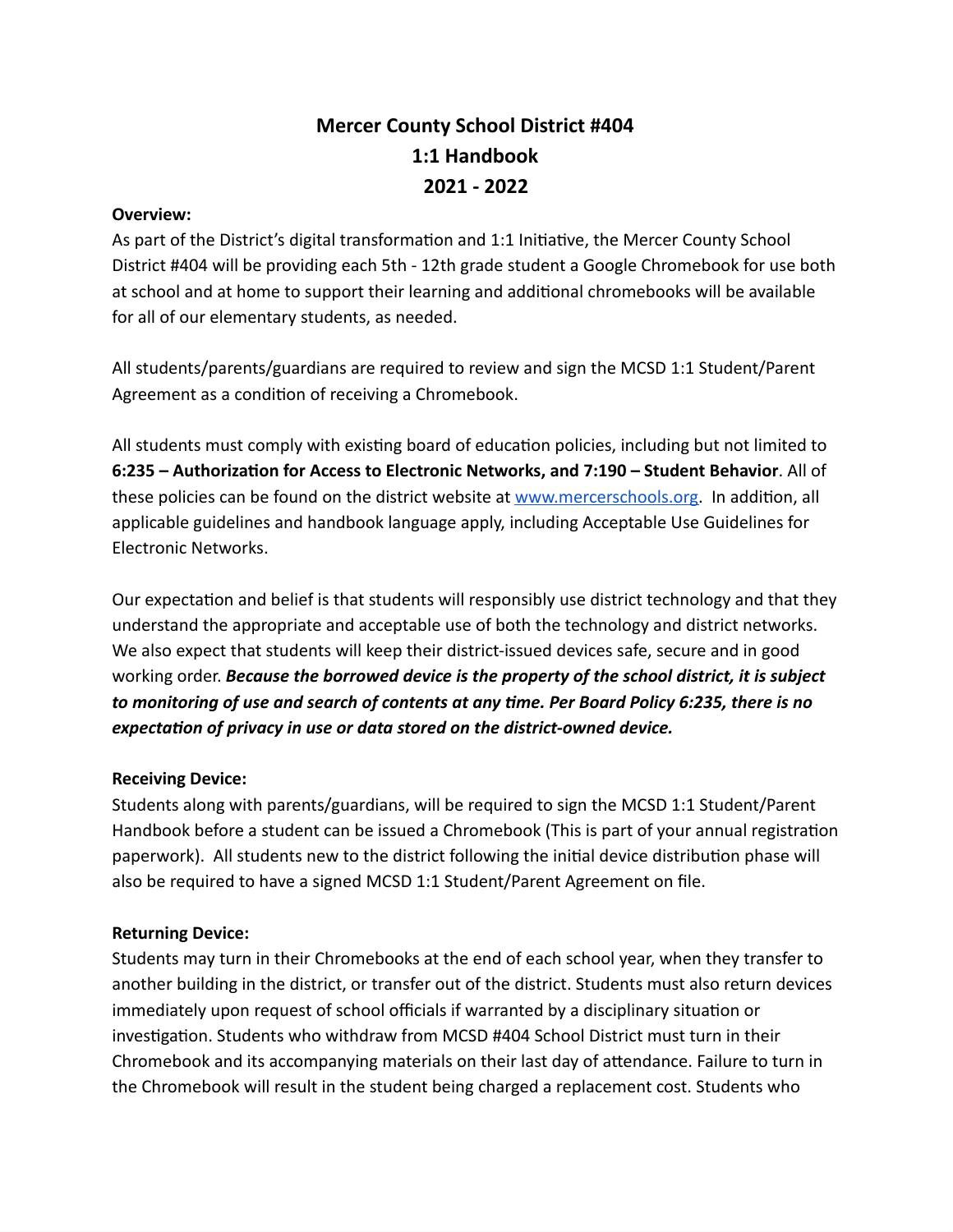# Mercer County School District #404
# 1:1 Handbook
# 2021 - 2022

**Overview:**

As part of the District's digital transformation and 1:1 Initiative, the Mercer County School District #404 will be providing each 5th - 12th grade student a Google Chromebook for use both at school and at home to support their learning and additional chromebooks will be available for all of our elementary students, as needed.

All students/parents/guardians are required to review and sign the MCSD 1:1 Student/Parent Agreement as a condition of receiving a Chromebook.

All students must comply with existing board of education policies, including but not limited to **6:235 – Authorization for Access to Electronic Networks, and 7:190 – Student Behavior**. All of these policies can be found on the district website at [www.mercerschools.org](http://www.mercerschools.org). In addition, all applicable guidelines and handbook language apply, including Acceptable Use Guidelines for Electronic Networks.

Our expectation and belief is that students will responsibly use district technology and that they understand the appropriate and acceptable use of both the technology and district networks. We also expect that students will keep their district-issued devices safe, secure and in good working order. ***Because the borrowed device is the property of the school district, it is subject to monitoring of use and search of contents at any time. Per Board Policy 6:235, there is no expectation of privacy in use or data stored on the district-owned device.***

**Receiving Device:**

Students along with parents/guardians, will be required to sign the MCSD 1:1 Student/Parent Handbook before a student can be issued a Chromebook (This is part of your annual registration paperwork). All students new to the district following the initial device distribution phase will also be required to have a signed MCSD 1:1 Student/Parent Agreement on file.

**Returning Device:**

Students may turn in their Chromebooks at the end of each school year, when they transfer to another building in the district, or transfer out of the district. Students must also return devices immediately upon request of school officials if warranted by a disciplinary situation or investigation. Students who withdraw from MCSD #404 School District must turn in their Chromebook and its accompanying materials on their last day of attendance. Failure to turn in the Chromebook will result in the student being charged a replacement cost. Students who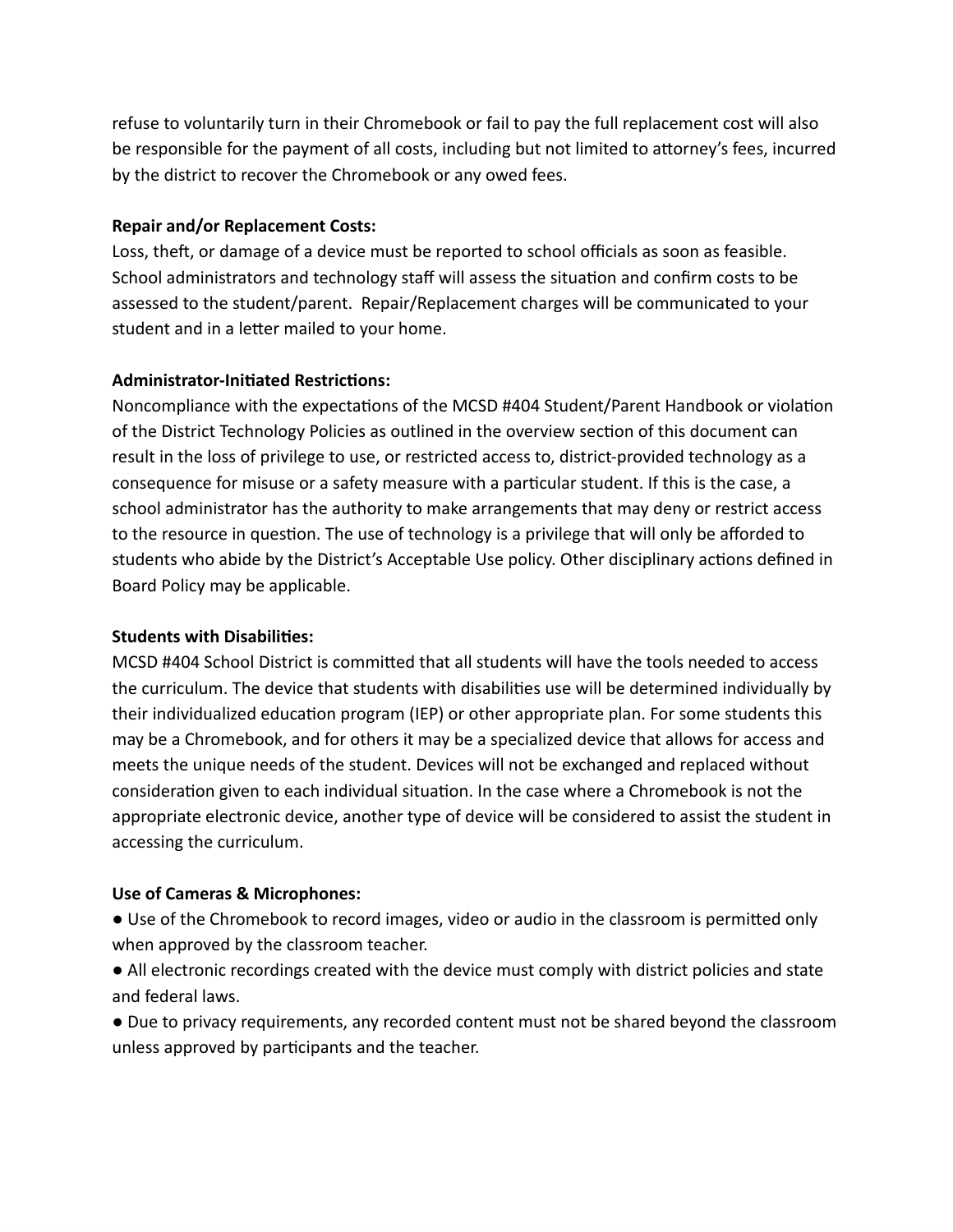refuse to voluntarily turn in their Chromebook or fail to pay the full replacement cost will also be responsible for the payment of all costs, including but not limited to attorney's fees, incurred by the district to recover the Chromebook or any owed fees.

**Repair and/or Replacement Costs:**
Loss, theft, or damage of a device must be reported to school officials as soon as feasible. School administrators and technology staff will assess the situation and confirm costs to be assessed to the student/parent. Repair/Replacement charges will be communicated to your student and in a letter mailed to your home.

**Administrator-Initiated Restrictions:**
Noncompliance with the expectations of the MCSD #404 Student/Parent Handbook or violation of the District Technology Policies as outlined in the overview section of this document can result in the loss of privilege to use, or restricted access to, district-provided technology as a consequence for misuse or a safety measure with a particular student. If this is the case, a school administrator has the authority to make arrangements that may deny or restrict access to the resource in question. The use of technology is a privilege that will only be afforded to students who abide by the District's Acceptable Use policy. Other disciplinary actions defined in Board Policy may be applicable.

**Students with Disabilities:**
MCSD #404 School District is committed that all students will have the tools needed to access the curriculum. The device that students with disabilities use will be determined individually by their individualized education program (IEP) or other appropriate plan. For some students this may be a Chromebook, and for others it may be a specialized device that allows for access and meets the unique needs of the student. Devices will not be exchanged and replaced without consideration given to each individual situation. In the case where a Chromebook is not the appropriate electronic device, another type of device will be considered to assist the student in accessing the curriculum.

**Use of Cameras & Microphones:**

- Use of the Chromebook to record images, video or audio in the classroom is permitted only when approved by the classroom teacher.
- All electronic recordings created with the device must comply with district policies and state and federal laws.
- Due to privacy requirements, any recorded content must not be shared beyond the classroom unless approved by participants and the teacher.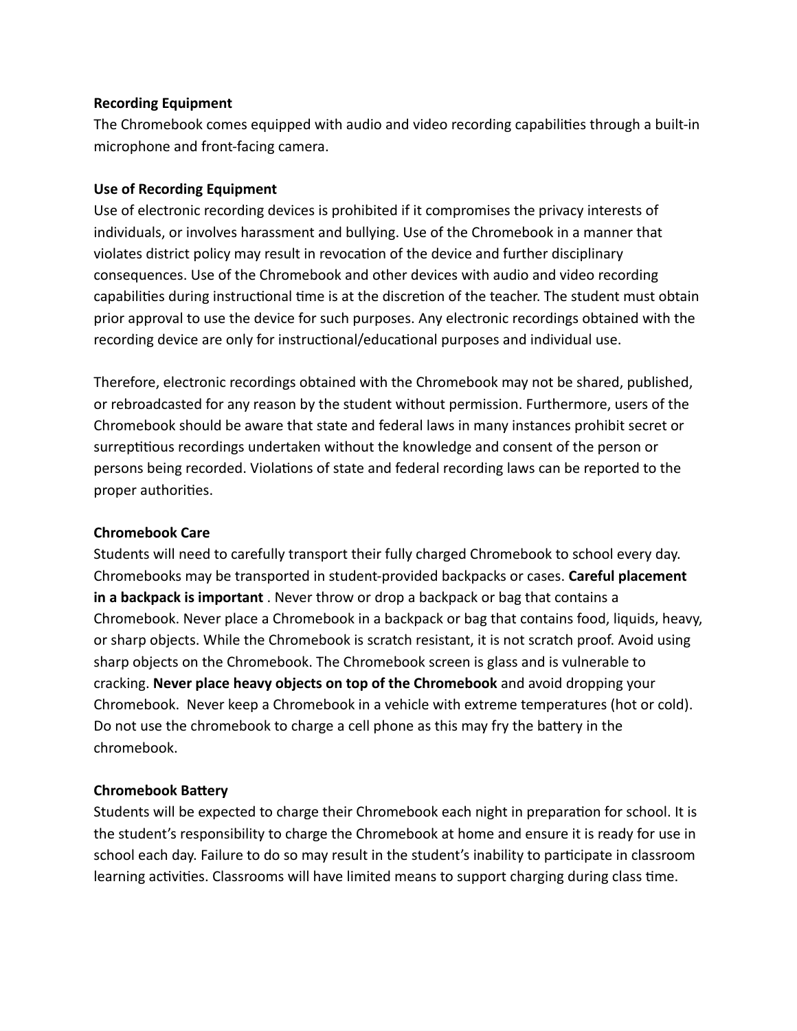**Recording Equipment**

The Chromebook comes equipped with audio and video recording capabilities through a built-in microphone and front-facing camera.

**Use of Recording Equipment**

Use of electronic recording devices is prohibited if it compromises the privacy interests of individuals, or involves harassment and bullying. Use of the Chromebook in a manner that violates district policy may result in revocation of the device and further disciplinary consequences. Use of the Chromebook and other devices with audio and video recording capabilities during instructional time is at the discretion of the teacher. The student must obtain prior approval to use the device for such purposes. Any electronic recordings obtained with the recording device are only for instructional/educational purposes and individual use.

Therefore, electronic recordings obtained with the Chromebook may not be shared, published, or rebroadcasted for any reason by the student without permission. Furthermore, users of the Chromebook should be aware that state and federal laws in many instances prohibit secret or surreptitious recordings undertaken without the knowledge and consent of the person or persons being recorded. Violations of state and federal recording laws can be reported to the proper authorities.

**Chromebook Care**

Students will need to carefully transport their fully charged Chromebook to school every day. Chromebooks may be transported in student-provided backpacks or cases. **Careful placement in a backpack is important** . Never throw or drop a backpack or bag that contains a Chromebook. Never place a Chromebook in a backpack or bag that contains food, liquids, heavy, or sharp objects. While the Chromebook is scratch resistant, it is not scratch proof. Avoid using sharp objects on the Chromebook. The Chromebook screen is glass and is vulnerable to cracking. **Never place heavy objects on top of the Chromebook** and avoid dropping your Chromebook. Never keep a Chromebook in a vehicle with extreme temperatures (hot or cold). Do not use the chromebook to charge a cell phone as this may fry the battery in the chromebook.

**Chromebook Battery**

Students will be expected to charge their Chromebook each night in preparation for school. It is the student's responsibility to charge the Chromebook at home and ensure it is ready for use in school each day. Failure to do so may result in the student's inability to participate in classroom learning activities. Classrooms will have limited means to support charging during class time.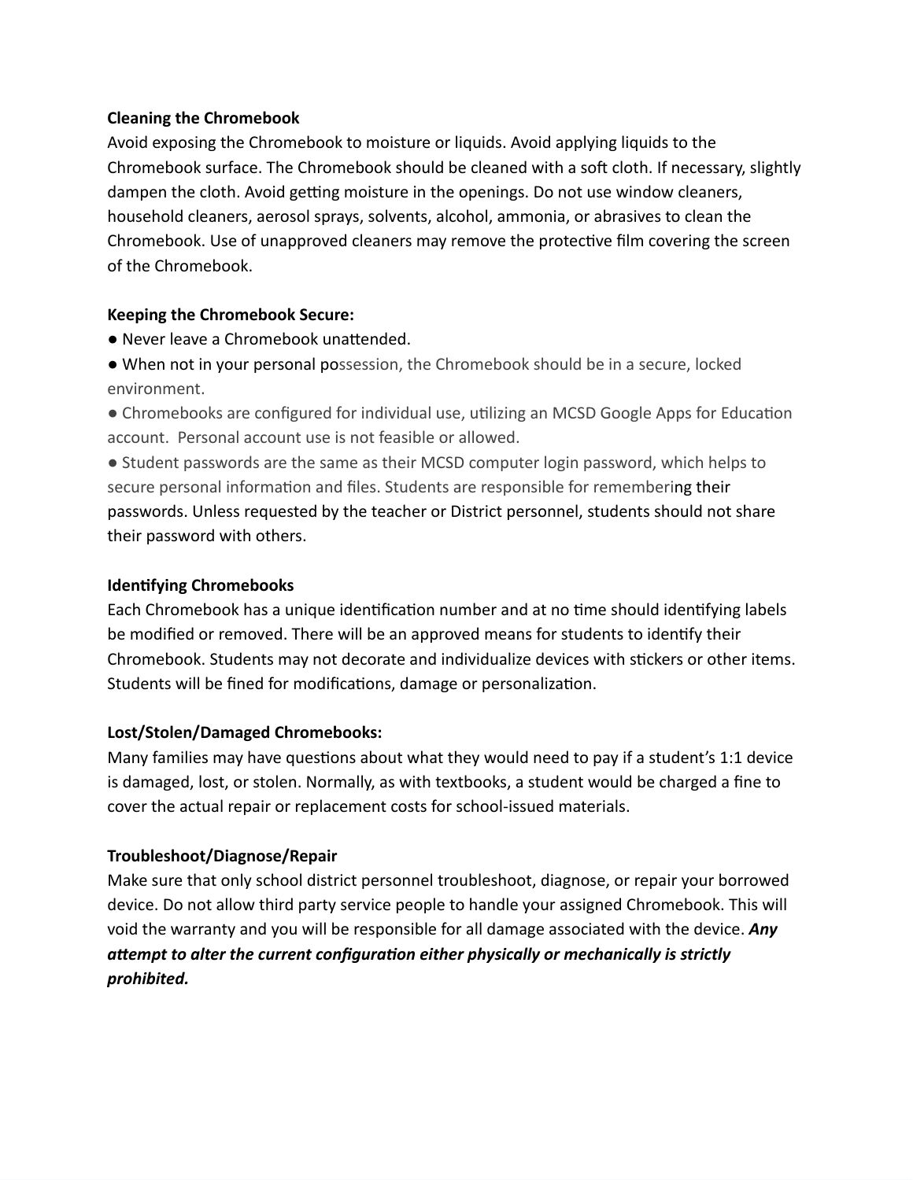**Cleaning the Chromebook**

Avoid exposing the Chromebook to moisture or liquids. Avoid applying liquids to the Chromebook surface. The Chromebook should be cleaned with a soft cloth. If necessary, slightly dampen the cloth. Avoid getting moisture in the openings. Do not use window cleaners, household cleaners, aerosol sprays, solvents, alcohol, ammonia, or abrasives to clean the Chromebook. Use of unapproved cleaners may remove the protective film covering the screen of the Chromebook.

**Keeping the Chromebook Secure:**

- Never leave a Chromebook unattended.
- When not in your personal possession, the Chromebook should be in a secure, locked environment.
- Chromebooks are configured for individual use, utilizing an MCSD Google Apps for Education account. Personal account use is not feasible or allowed.
- Student passwords are the same as their MCSD computer login password, which helps to secure personal information and files. Students are responsible for remembering their passwords. Unless requested by the teacher or District personnel, students should not share their password with others.

**Identifying Chromebooks**

Each Chromebook has a unique identification number and at no time should identifying labels be modified or removed. There will be an approved means for students to identify their Chromebook. Students may not decorate and individualize devices with stickers or other items. Students will be fined for modifications, damage or personalization.

**Lost/Stolen/Damaged Chromebooks:**

Many families may have questions about what they would need to pay if a student's 1:1 device is damaged, lost, or stolen. Normally, as with textbooks, a student would be charged a fine to cover the actual repair or replacement costs for school-issued materials.

**Troubleshoot/Diagnose/Repair**

Make sure that only school district personnel troubleshoot, diagnose, or repair your borrowed device. Do not allow third party service people to handle your assigned Chromebook. This will void the warranty and you will be responsible for all damage associated with the device. ***Any attempt to alter the current configuration either physically or mechanically is strictly prohibited.***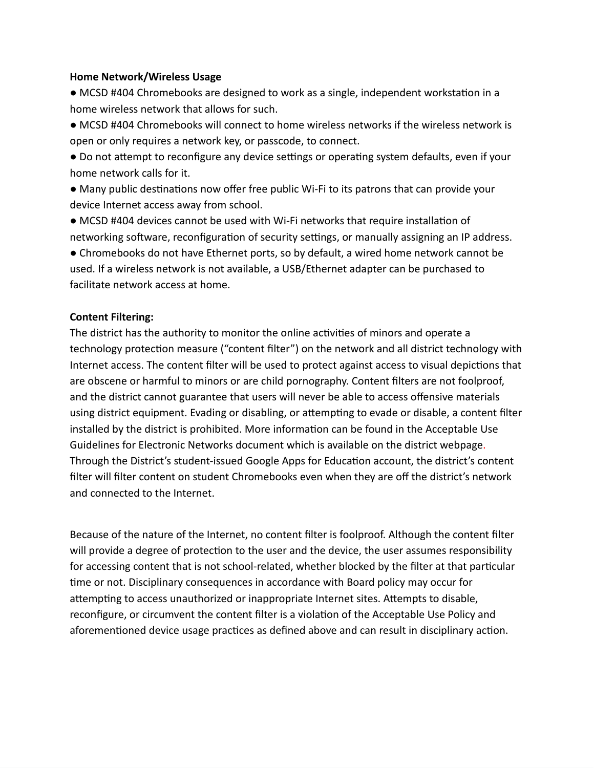**Home Network/Wireless Usage**

- MCSD #404 Chromebooks are designed to work as a single, independent workstation in a home wireless network that allows for such.
- MCSD #404 Chromebooks will connect to home wireless networks if the wireless network is open or only requires a network key, or passcode, to connect.
- Do not attempt to reconfigure any device settings or operating system defaults, even if your home network calls for it.
- Many public destinations now offer free public Wi-Fi to its patrons that can provide your device Internet access away from school.
- MCSD #404 devices cannot be used with Wi-Fi networks that require installation of networking software, reconfiguration of security settings, or manually assigning an IP address.
- Chromebooks do not have Ethernet ports, so by default, a wired home network cannot be used. If a wireless network is not available, a USB/Ethernet adapter can be purchased to facilitate network access at home.

**Content Filtering:**

The district has the authority to monitor the online activities of minors and operate a technology protection measure ("content filter") on the network and all district technology with Internet access. The content filter will be used to protect against access to visual depictions that are obscene or harmful to minors or are child pornography. Content filters are not foolproof, and the district cannot guarantee that users will never be able to access offensive materials using district equipment. Evading or disabling, or attempting to evade or disable, a content filter installed by the district is prohibited. More information can be found in the Acceptable Use Guidelines for Electronic Networks document which is available on the district webpage. Through the District's student-issued Google Apps for Education account, the district's content filter will filter content on student Chromebooks even when they are off the district's network and connected to the Internet.

Because of the nature of the Internet, no content filter is foolproof. Although the content filter will provide a degree of protection to the user and the device, the user assumes responsibility for accessing content that is not school-related, whether blocked by the filter at that particular time or not. Disciplinary consequences in accordance with Board policy may occur for attempting to access unauthorized or inappropriate Internet sites. Attempts to disable, reconfigure, or circumvent the content filter is a violation of the Acceptable Use Policy and aforementioned device usage practices as defined above and can result in disciplinary action.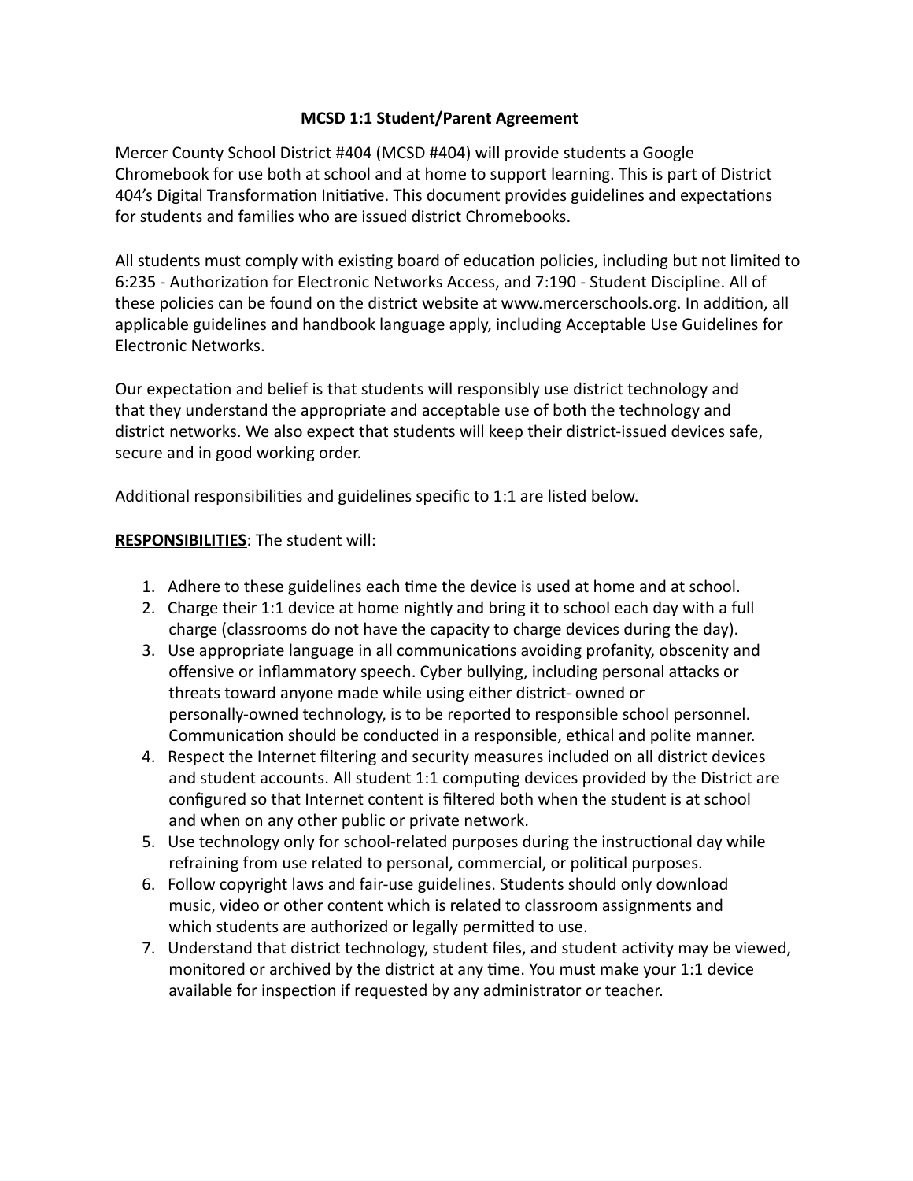# MCSD 1:1 Student/Parent Agreement

Mercer County School District #404 (MCSD #404) will provide students a Google Chromebook for use both at school and at home to support learning. This is part of District 404's Digital Transformation Initiative. This document provides guidelines and expectations for students and families who are issued district Chromebooks.

All students must comply with existing board of education policies, including but not limited to 6:235 - Authorization for Electronic Networks Access, and 7:190 - Student Discipline. All of these policies can be found on the district website at www.mercerschools.org. In addition, all applicable guidelines and handbook language apply, including Acceptable Use Guidelines for Electronic Networks.

Our expectation and belief is that students will responsibly use district technology and that they understand the appropriate and acceptable use of both the technology and district networks. We also expect that students will keep their district-issued devices safe, secure and in good working order.

Additional responsibilities and guidelines specific to 1:1 are listed below.

**RESPONSIBILITIES**: The student will:

1. Adhere to these guidelines each time the device is used at home and at school.
2. Charge their 1:1 device at home nightly and bring it to school each day with a full charge (classrooms do not have the capacity to charge devices during the day).
3. Use appropriate language in all communications avoiding profanity, obscenity and offensive or inflammatory speech. Cyber bullying, including personal attacks or threats toward anyone made while using either district- owned or personally-owned technology, is to be reported to responsible school personnel. Communication should be conducted in a responsible, ethical and polite manner.
4. Respect the Internet filtering and security measures included on all district devices and student accounts. All student 1:1 computing devices provided by the District are configured so that Internet content is filtered both when the student is at school and when on any other public or private network.
5. Use technology only for school-related purposes during the instructional day while refraining from use related to personal, commercial, or political purposes.
6. Follow copyright laws and fair-use guidelines. Students should only download music, video or other content which is related to classroom assignments and which students are authorized or legally permitted to use.
7. Understand that district technology, student files, and student activity may be viewed, monitored or archived by the district at any time. You must make your 1:1 device available for inspection if requested by any administrator or teacher.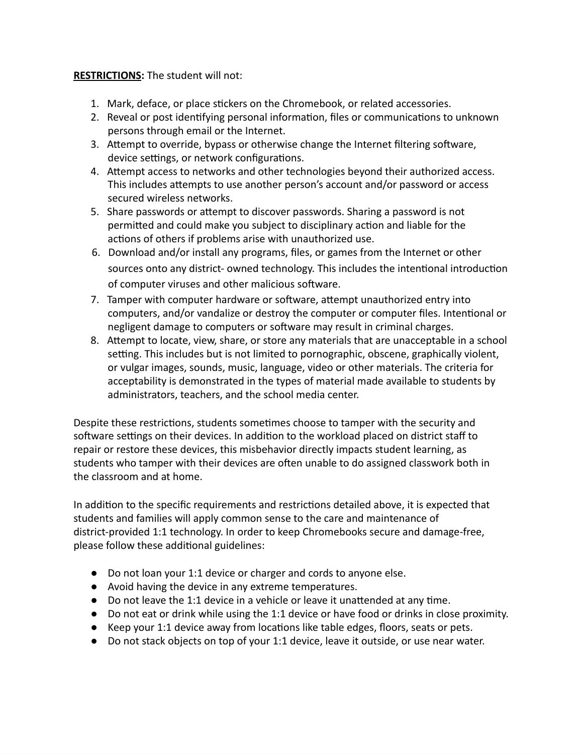**RESTRICTIONS:** The student will not:

1. Mark, deface, or place stickers on the Chromebook, or related accessories.
2. Reveal or post identifying personal information, files or communications to unknown persons through email or the Internet.
3. Attempt to override, bypass or otherwise change the Internet filtering software, device settings, or network configurations.
4. Attempt access to networks and other technologies beyond their authorized access. This includes attempts to use another person's account and/or password or access secured wireless networks.
5. Share passwords or attempt to discover passwords. Sharing a password is not permitted and could make you subject to disciplinary action and liable for the actions of others if problems arise with unauthorized use.
6. Download and/or install any programs, files, or games from the Internet or other sources onto any district- owned technology. This includes the intentional introduction of computer viruses and other malicious software.
7. Tamper with computer hardware or software, attempt unauthorized entry into computers, and/or vandalize or destroy the computer or computer files. Intentional or negligent damage to computers or software may result in criminal charges.
8. Attempt to locate, view, share, or store any materials that are unacceptable in a school setting. This includes but is not limited to pornographic, obscene, graphically violent, or vulgar images, sounds, music, language, video or other materials. The criteria for acceptability is demonstrated in the types of material made available to students by administrators, teachers, and the school media center.

Despite these restrictions, students sometimes choose to tamper with the security and software settings on their devices. In addition to the workload placed on district staff to repair or restore these devices, this misbehavior directly impacts student learning, as students who tamper with their devices are often unable to do assigned classwork both in the classroom and at home.

In addition to the specific requirements and restrictions detailed above, it is expected that students and families will apply common sense to the care and maintenance of district-provided 1:1 technology. In order to keep Chromebooks secure and damage-free, please follow these additional guidelines:

- Do not loan your 1:1 device or charger and cords to anyone else.
- Avoid having the device in any extreme temperatures.
- Do not leave the 1:1 device in a vehicle or leave it unattended at any time.
- Do not eat or drink while using the 1:1 device or have food or drinks in close proximity.
- Keep your 1:1 device away from locations like table edges, floors, seats or pets.
- Do not stack objects on top of your 1:1 device, leave it outside, or use near water.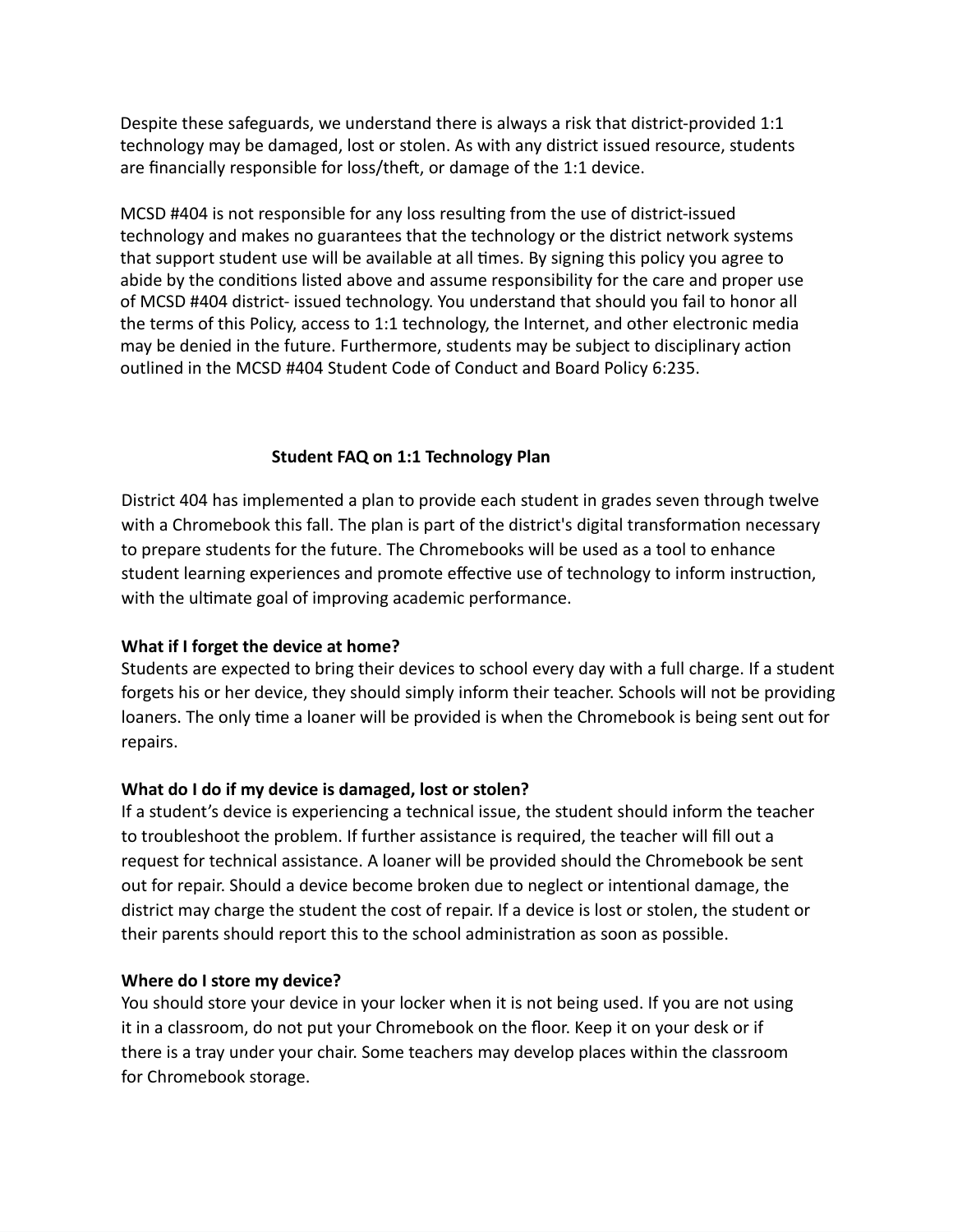Despite these safeguards, we understand there is always a risk that district-provided 1:1 technology may be damaged, lost or stolen. As with any district issued resource, students are financially responsible for loss/theft, or damage of the 1:1 device.

MCSD #404 is not responsible for any loss resulting from the use of district-issued technology and makes no guarantees that the technology or the district network systems that support student use will be available at all times. By signing this policy you agree to abide by the conditions listed above and assume responsibility for the care and proper use of MCSD #404 district- issued technology. You understand that should you fail to honor all the terms of this Policy, access to 1:1 technology, the Internet, and other electronic media may be denied in the future. Furthermore, students may be subject to disciplinary action outlined in the MCSD #404 Student Code of Conduct and Board Policy 6:235.

## Student FAQ on 1:1 Technology Plan

District 404 has implemented a plan to provide each student in grades seven through twelve with a Chromebook this fall. The plan is part of the district's digital transformation necessary to prepare students for the future. The Chromebooks will be used as a tool to enhance student learning experiences and promote effective use of technology to inform instruction, with the ultimate goal of improving academic performance.

**What if I forget the device at home?**
Students are expected to bring their devices to school every day with a full charge. If a student forgets his or her device, they should simply inform their teacher. Schools will not be providing loaners. The only time a loaner will be provided is when the Chromebook is being sent out for repairs.

**What do I do if my device is damaged, lost or stolen?**
If a student's device is experiencing a technical issue, the student should inform the teacher to troubleshoot the problem. If further assistance is required, the teacher will fill out a request for technical assistance. A loaner will be provided should the Chromebook be sent out for repair. Should a device become broken due to neglect or intentional damage, the district may charge the student the cost of repair. If a device is lost or stolen, the student or their parents should report this to the school administration as soon as possible.

**Where do I store my device?**
You should store your device in your locker when it is not being used. If you are not using it in a classroom, do not put your Chromebook on the floor. Keep it on your desk or if there is a tray under your chair. Some teachers may develop places within the classroom for Chromebook storage.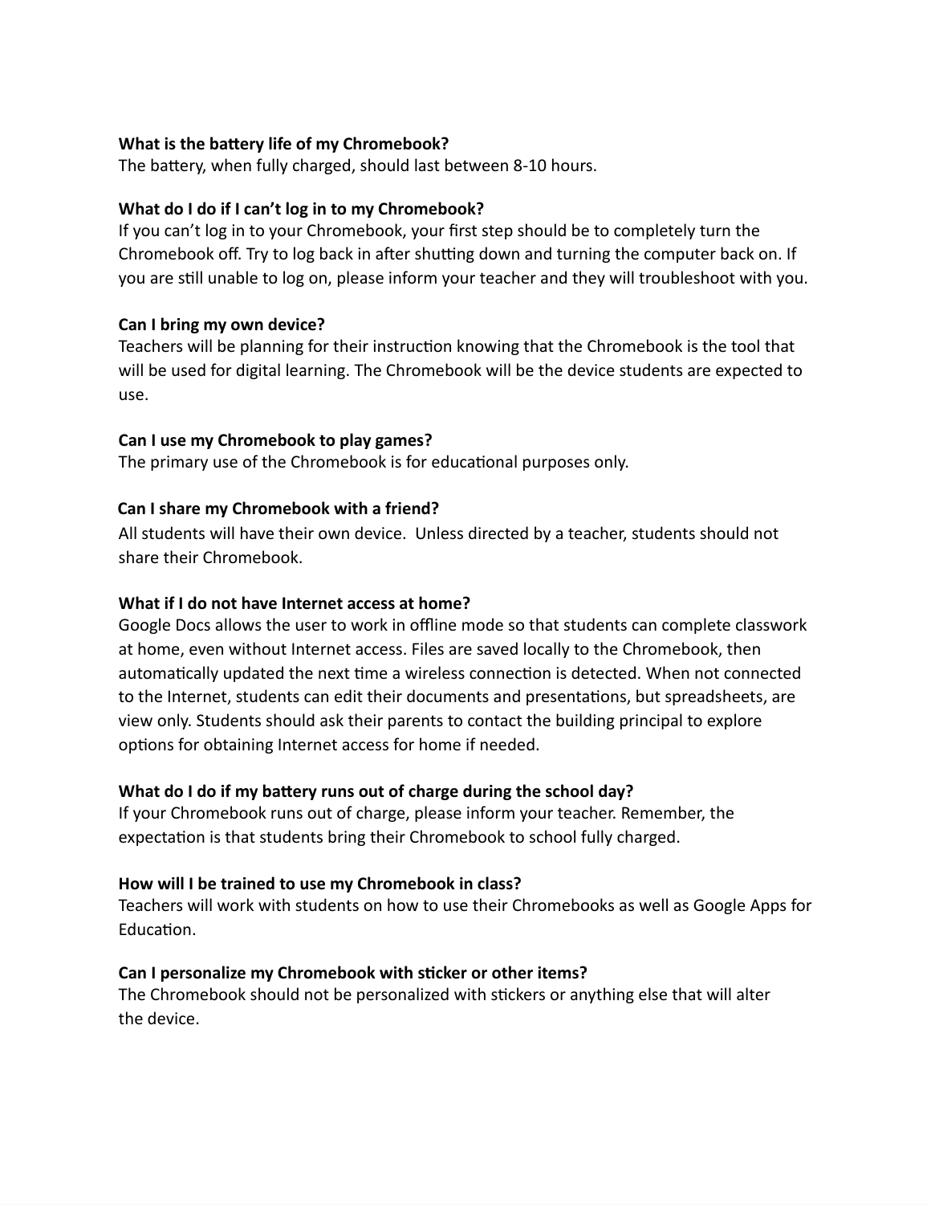**What is the battery life of my Chromebook?**
The battery, when fully charged, should last between 8-10 hours.

**What do I do if I can't log in to my Chromebook?**
If you can't log in to your Chromebook, your first step should be to completely turn the Chromebook off. Try to log back in after shutting down and turning the computer back on. If you are still unable to log on, please inform your teacher and they will troubleshoot with you.

**Can I bring my own device?**
Teachers will be planning for their instruction knowing that the Chromebook is the tool that will be used for digital learning. The Chromebook will be the device students are expected to use.

**Can I use my Chromebook to play games?**
The primary use of the Chromebook is for educational purposes only.

**Can I share my Chromebook with a friend?**
All students will have their own device. Unless directed by a teacher, students should not share their Chromebook.

**What if I do not have Internet access at home?**
Google Docs allows the user to work in offline mode so that students can complete classwork at home, even without Internet access. Files are saved locally to the Chromebook, then automatically updated the next time a wireless connection is detected. When not connected to the Internet, students can edit their documents and presentations, but spreadsheets, are view only. Students should ask their parents to contact the building principal to explore options for obtaining Internet access for home if needed.

**What do I do if my battery runs out of charge during the school day?**
If your Chromebook runs out of charge, please inform your teacher. Remember, the expectation is that students bring their Chromebook to school fully charged.

**How will I be trained to use my Chromebook in class?**
Teachers will work with students on how to use their Chromebooks as well as Google Apps for Education.

**Can I personalize my Chromebook with sticker or other items?**
The Chromebook should not be personalized with stickers or anything else that will alter the device.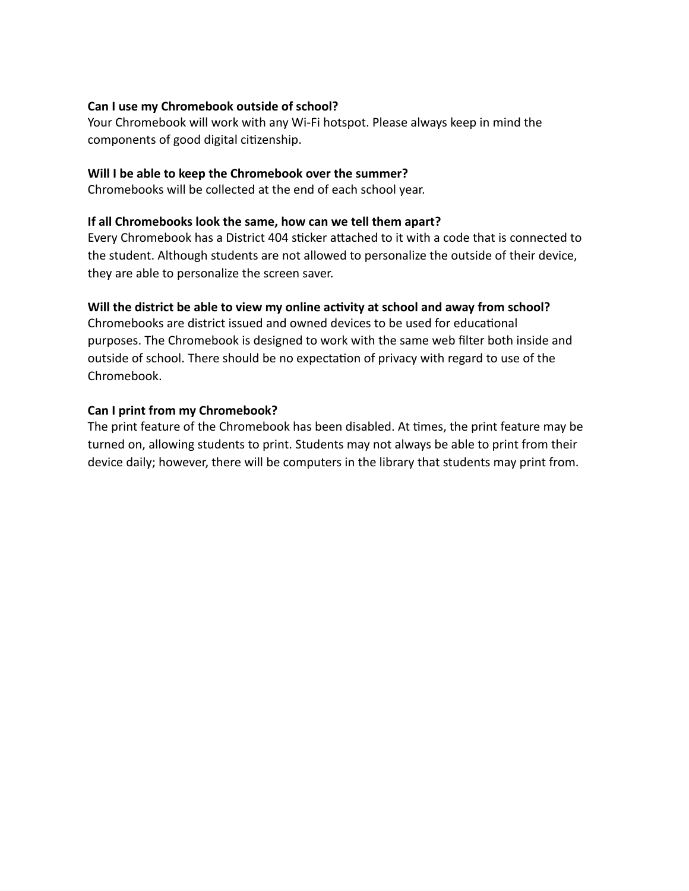**Can I use my Chromebook outside of school?**
Your Chromebook will work with any Wi-Fi hotspot. Please always keep in mind the components of good digital citizenship.

**Will I be able to keep the Chromebook over the summer?**
Chromebooks will be collected at the end of each school year.

**If all Chromebooks look the same, how can we tell them apart?**
Every Chromebook has a District 404 sticker attached to it with a code that is connected to the student. Although students are not allowed to personalize the outside of their device, they are able to personalize the screen saver.

**Will the district be able to view my online activity at school and away from school?**
Chromebooks are district issued and owned devices to be used for educational purposes. The Chromebook is designed to work with the same web filter both inside and outside of school. There should be no expectation of privacy with regard to use of the Chromebook.

**Can I print from my Chromebook?**
The print feature of the Chromebook has been disabled. At times, the print feature may be turned on, allowing students to print. Students may not always be able to print from their device daily; however, there will be computers in the library that students may print from.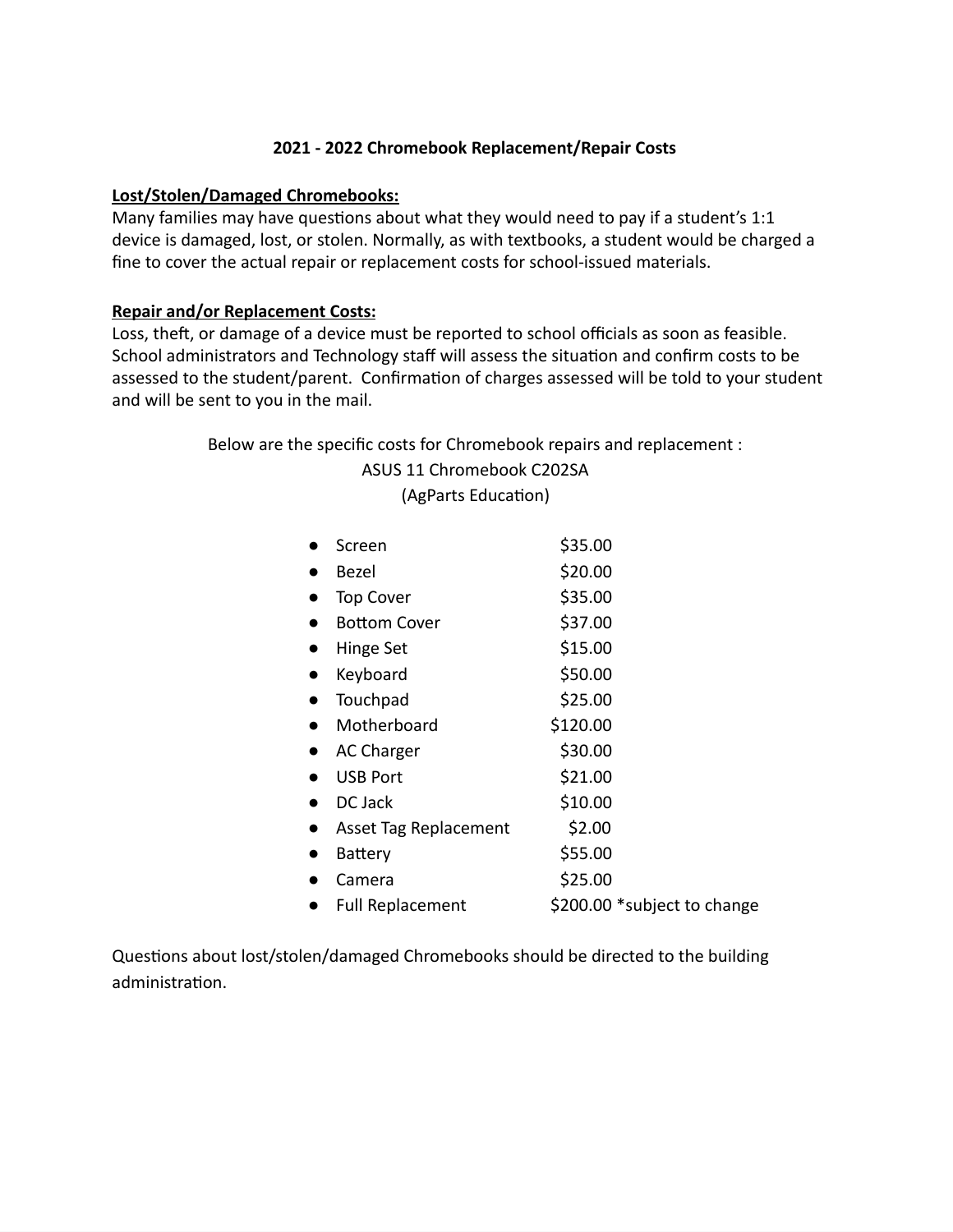**2021 - 2022 Chromebook Replacement/Repair Costs**

**<u>Lost/Stolen/Damaged Chromebooks:</u>**

Many families may have questions about what they would need to pay if a student's 1:1 device is damaged, lost, or stolen. Normally, as with textbooks, a student would be charged a fine to cover the actual repair or replacement costs for school-issued materials.

**<u>Repair and/or Replacement Costs:</u>**

Loss, theft, or damage of a device must be reported to school officials as soon as feasible. School administrators and Technology staff will assess the situation and confirm costs to be assessed to the student/parent. Confirmation of charges assessed will be told to your student and will be sent to you in the mail.

Below are the specific costs for Chromebook repairs and replacement :

ASUS 11 Chromebook C202SA

(AgParts Education)

- Screen $35.00
- Bezel $20.00
- Top Cover $35.00
- Bottom Cover $37.00
- Hinge Set $15.00
- Keyboard $50.00
- Touchpad $25.00
- Motherboard $120.00
- AC Charger $30.00
- USB Port $21.00
- DC Jack $10.00
- Asset Tag Replacement $2.00
- Battery $55.00
- Camera $25.00
- Full Replacement $200.00 *subject to change

Questions about lost/stolen/damaged Chromebooks should be directed to the building administration.